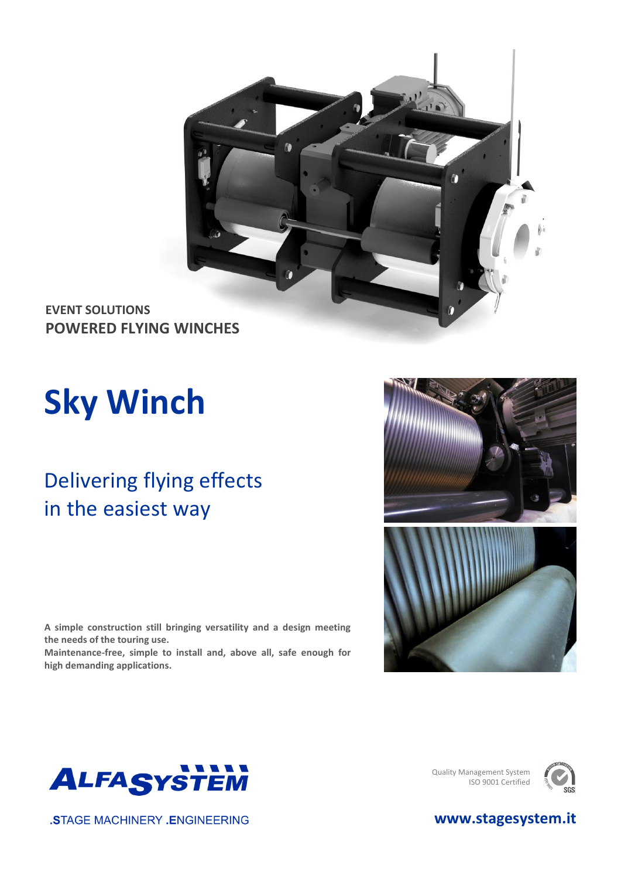EVENT SOLUTIONS

**POWERED FLYING WINCHES**

# Sky Winch

## Delivering flying effects in the easiest way

**A simple construction still bringing versatility and a design meeting the needs of the touring use.**
**Maintenance-free, simple to install and, above all, safe enough for high demanding applications.**

ALFASYSTEM

.STAGE MACHINERY .ENGINEERING

Quality Management System
ISO 9001 Certified

**www.stagesystem.it**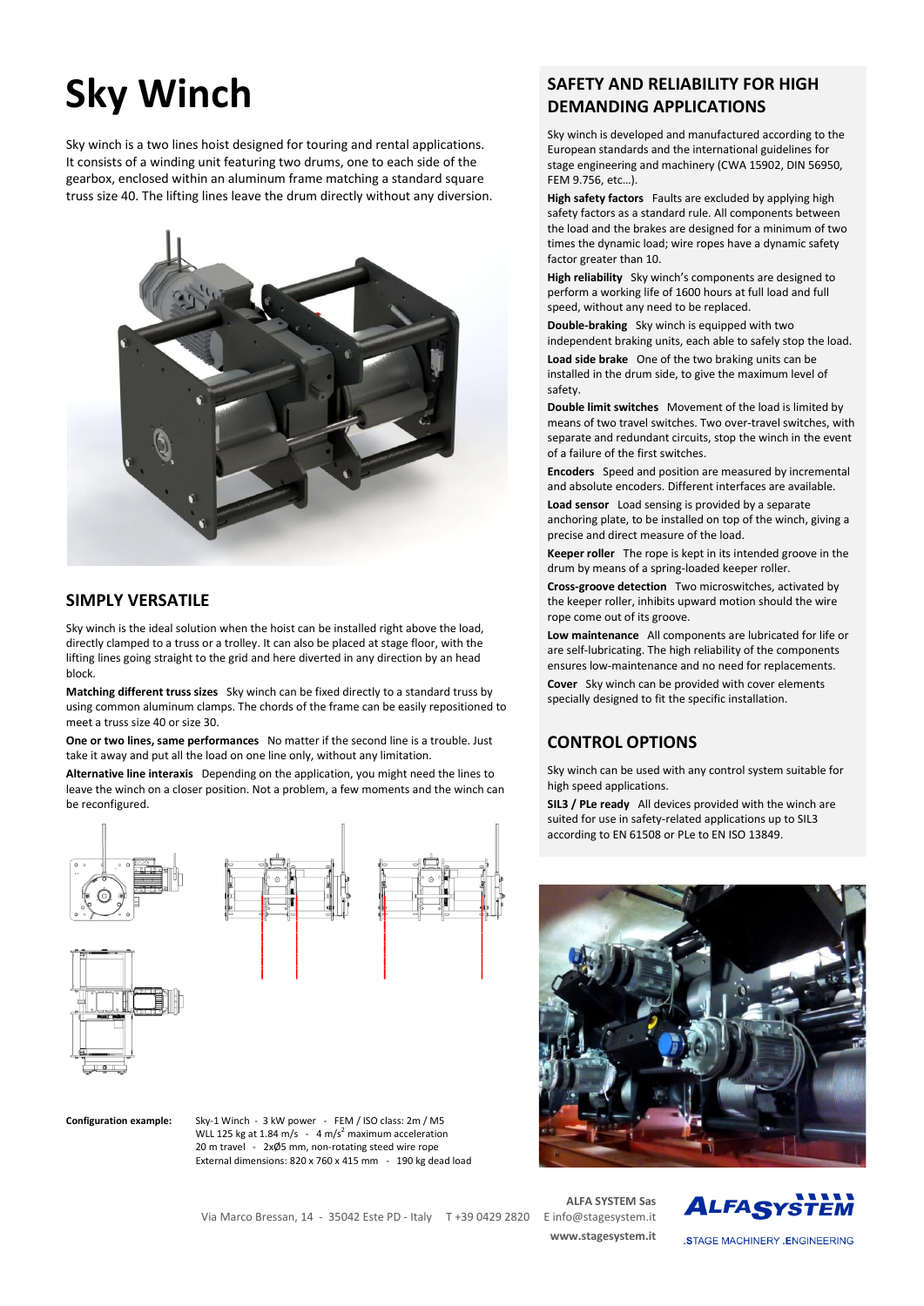# Sky Winch

Sky winch is a two lines hoist designed for touring and rental applications. It consists of a winding unit featuring two drums, one to each side of the gearbox, enclosed within an aluminum frame matching a standard square truss size 40. The lifting lines leave the drum directly without any diversion.

## SIMPLY VERSATILE

Sky winch is the ideal solution when the hoist can be installed right above the load, directly clamped to a truss or a trolley. It can also be placed at stage floor, with the lifting lines going straight to the grid and here diverted in any direction by an head block.

**Matching different truss sizes** Sky winch can be fixed directly to a standard truss by using common aluminum clamps. The chords of the frame can be easily repositioned to meet a truss size 40 or size 30.

**One or two lines, same performances** No matter if the second line is a trouble. Just take it away and put all the load on one line only, without any limitation.

**Alternative line interaxis** Depending on the application, you might need the lines to leave the winch on a closer position. Not a problem, a few moments and the winch can be reconfigured.

**Configuration example:**

Sky-1 Winch - 3 kW power - FEM / ISO class: 2m / M5
WLL 125 kg at 1.84 m/s - 4 m/s$^2$ maximum acceleration
20 m travel - 2xØ5 mm, non-rotating steed wire rope
External dimensions: 820 x 760 x 415 mm - 190 kg dead load

## SAFETY AND RELIABILITY FOR HIGH DEMANDING APPLICATIONS

Sky winch is developed and manufactured according to the European standards and the international guidelines for stage engineering and machinery (CWA 15902, DIN 56950, FEM 9.756, etc…).

**High safety factors** Faults are excluded by applying high safety factors as a standard rule. All components between the load and the brakes are designed for a minimum of two times the dynamic load; wire ropes have a dynamic safety factor greater than 10.

**High reliability** Sky winch's components are designed to perform a working life of 1600 hours at full load and full speed, without any need to be replaced.

**Double-braking** Sky winch is equipped with two independent braking units, each able to safely stop the load.

**Load side brake** One of the two braking units can be installed in the drum side, to give the maximum level of safety.

**Double limit switches** Movement of the load is limited by means of two travel switches. Two over-travel switches, with separate and redundant circuits, stop the winch in the event of a failure of the first switches.

**Encoders** Speed and position are measured by incremental and absolute encoders. Different interfaces are available.

**Load sensor** Load sensing is provided by a separate anchoring plate, to be installed on top of the winch, giving a precise and direct measure of the load.

**Keeper roller** The rope is kept in its intended groove in the drum by means of a spring-loaded keeper roller.

**Cross-groove detection** Two microswitches, activated by the keeper roller, inhibits upward motion should the wire rope come out of its groove.

**Low maintenance** All components are lubricated for life or are self-lubricating. The high reliability of the components ensures low-maintenance and no need for replacements.

**Cover** Sky winch can be provided with cover elements specially designed to fit the specific installation.

## CONTROL OPTIONS

Sky winch can be used with any control system suitable for high speed applications.

**SIL3 / PLe ready** All devices provided with the winch are suited for use in safety-related applications up to SIL3 according to EN 61508 or PLe to EN ISO 13849.

**ALFA SYSTEM Sas**
Via Marco Bressan, 14 - 35042 Este PD - Italy T +39 0429 2820 E info@stagesystem.it
**www.stagesystem.it**

ALFA SYSTEM
.STAGE MACHINERY .ENGINEERING